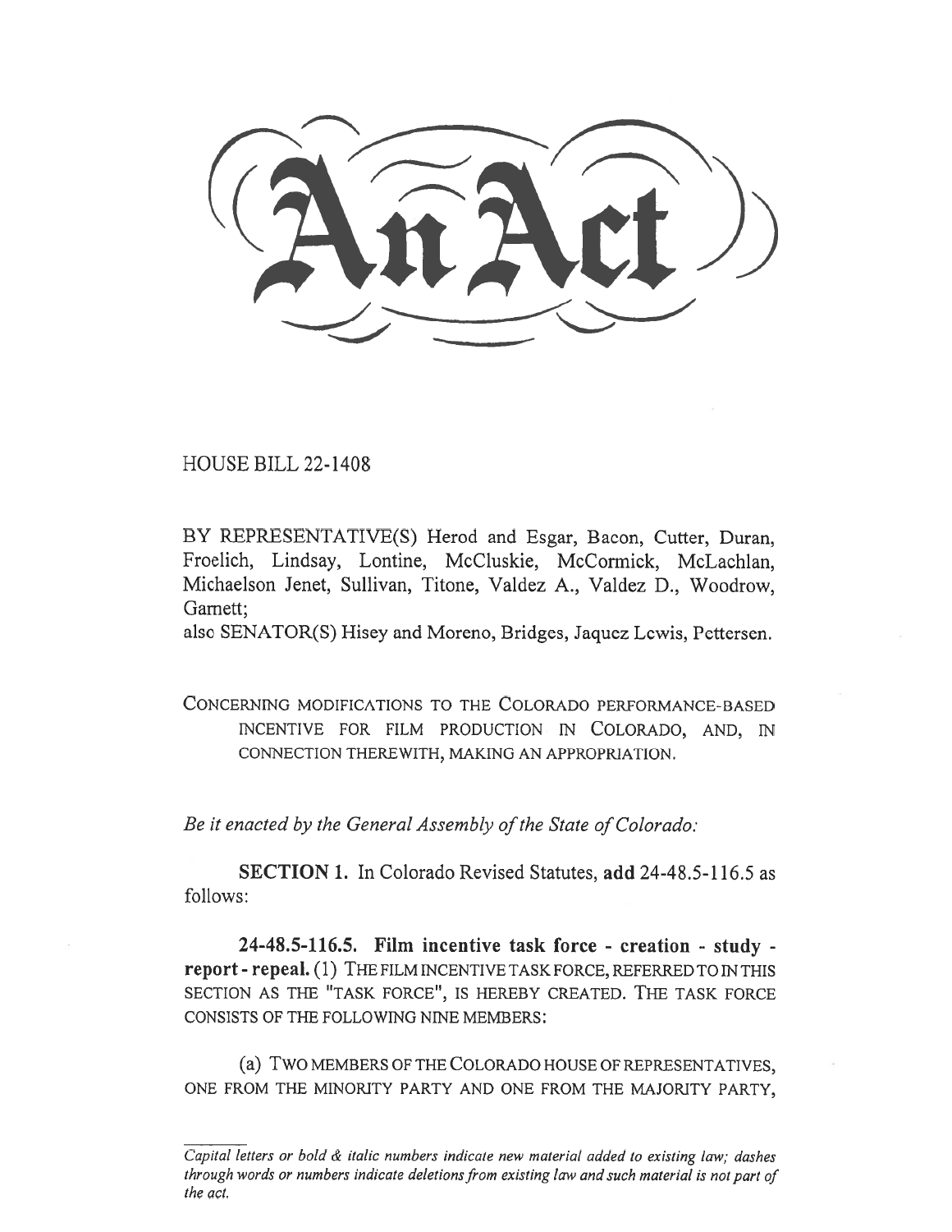# An Act

HOUSE BILL 22-1408

BY REPRESENTATIVE(S) Herod and Esgar, Bacon, Cutter, Duran, Froelich, Lindsay, Lontine, McCluskie, McCormick, McLachlan, Michaelson Jenet, Sullivan, Titone, Valdez A., Valdez D., Woodrow, Garnett;
also SENATOR(S) Hisey and Moreno, Bridges, Jaquez Lewis, Pettersen.

CONCERNING MODIFICATIONS TO THE COLORADO PERFORMANCE-BASED INCENTIVE FOR FILM PRODUCTION IN COLORADO, AND, IN CONNECTION THEREWITH, MAKING AN APPROPRIATION.

*Be it enacted by the General Assembly of the State of Colorado:*

**SECTION 1.** In Colorado Revised Statutes, **add** 24-48.5-116.5 as follows:

**24-48.5-116.5. Film incentive task force - creation - study - report - repeal.** (1) THE FILM INCENTIVE TASK FORCE, REFERRED TO IN THIS SECTION AS THE "TASK FORCE", IS HEREBY CREATED. THE TASK FORCE CONSISTS OF THE FOLLOWING NINE MEMBERS:

(a) TWO MEMBERS OF THE COLORADO HOUSE OF REPRESENTATIVES, ONE FROM THE MINORITY PARTY AND ONE FROM THE MAJORITY PARTY,

*Capital letters or bold & italic numbers indicate new material added to existing law; dashes through words or numbers indicate deletions from existing law and such material is not part of the act.*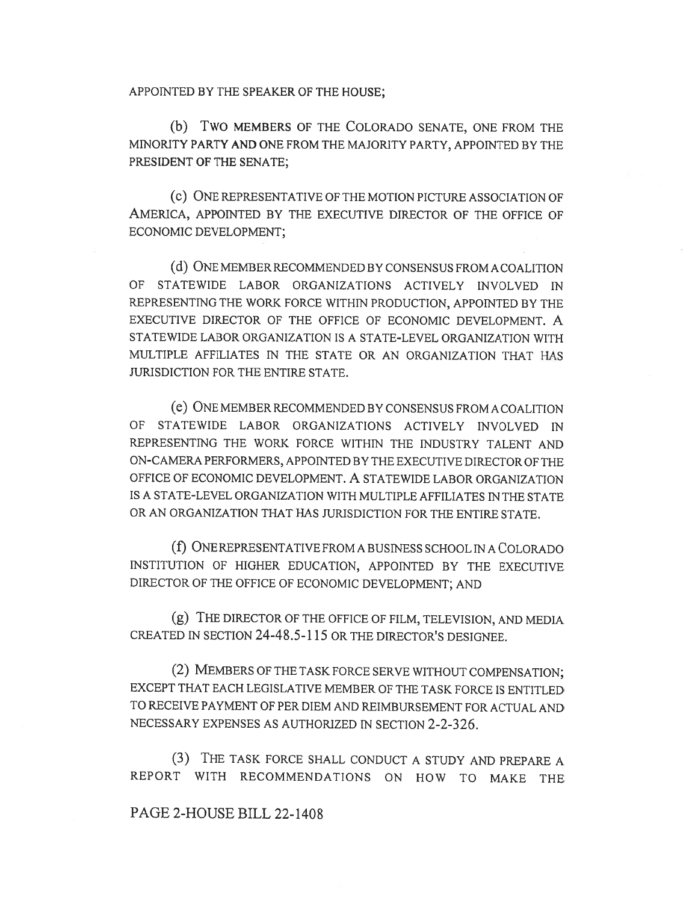APPOINTED BY THE SPEAKER OF THE HOUSE;

(b) TWO MEMBERS OF THE COLORADO SENATE, ONE FROM THE MINORITY PARTY AND ONE FROM THE MAJORITY PARTY, APPOINTED BY THE PRESIDENT OF THE SENATE;

(c) ONE REPRESENTATIVE OF THE MOTION PICTURE ASSOCIATION OF AMERICA, APPOINTED BY THE EXECUTIVE DIRECTOR OF THE OFFICE OF ECONOMIC DEVELOPMENT;

(d) ONE MEMBER RECOMMENDED BY CONSENSUS FROM A COALITION OF STATEWIDE LABOR ORGANIZATIONS ACTIVELY INVOLVED IN REPRESENTING THE WORK FORCE WITHIN PRODUCTION, APPOINTED BY THE EXECUTIVE DIRECTOR OF THE OFFICE OF ECONOMIC DEVELOPMENT. A STATEWIDE LABOR ORGANIZATION IS A STATE-LEVEL ORGANIZATION WITH MULTIPLE AFFILIATES IN THE STATE OR AN ORGANIZATION THAT HAS JURISDICTION FOR THE ENTIRE STATE.

(e) ONE MEMBER RECOMMENDED BY CONSENSUS FROM A COALITION OF STATEWIDE LABOR ORGANIZATIONS ACTIVELY INVOLVED IN REPRESENTING THE WORK FORCE WITHIN THE INDUSTRY TALENT AND ON-CAMERA PERFORMERS, APPOINTED BY THE EXECUTIVE DIRECTOR OF THE OFFICE OF ECONOMIC DEVELOPMENT. A STATEWIDE LABOR ORGANIZATION IS A STATE-LEVEL ORGANIZATION WITH MULTIPLE AFFILIATES IN THE STATE OR AN ORGANIZATION THAT HAS JURISDICTION FOR THE ENTIRE STATE.

(f) ONE REPRESENTATIVE FROM A BUSINESS SCHOOL IN A COLORADO INSTITUTION OF HIGHER EDUCATION, APPOINTED BY THE EXECUTIVE DIRECTOR OF THE OFFICE OF ECONOMIC DEVELOPMENT; AND

(g) THE DIRECTOR OF THE OFFICE OF FILM, TELEVISION, AND MEDIA CREATED IN SECTION 24-48.5-115 OR THE DIRECTOR'S DESIGNEE.

(2) MEMBERS OF THE TASK FORCE SERVE WITHOUT COMPENSATION; EXCEPT THAT EACH LEGISLATIVE MEMBER OF THE TASK FORCE IS ENTITLED TO RECEIVE PAYMENT OF PER DIEM AND REIMBURSEMENT FOR ACTUAL AND NECESSARY EXPENSES AS AUTHORIZED IN SECTION 2-2-326.

(3) THE TASK FORCE SHALL CONDUCT A STUDY AND PREPARE A REPORT WITH RECOMMENDATIONS ON HOW TO MAKE THE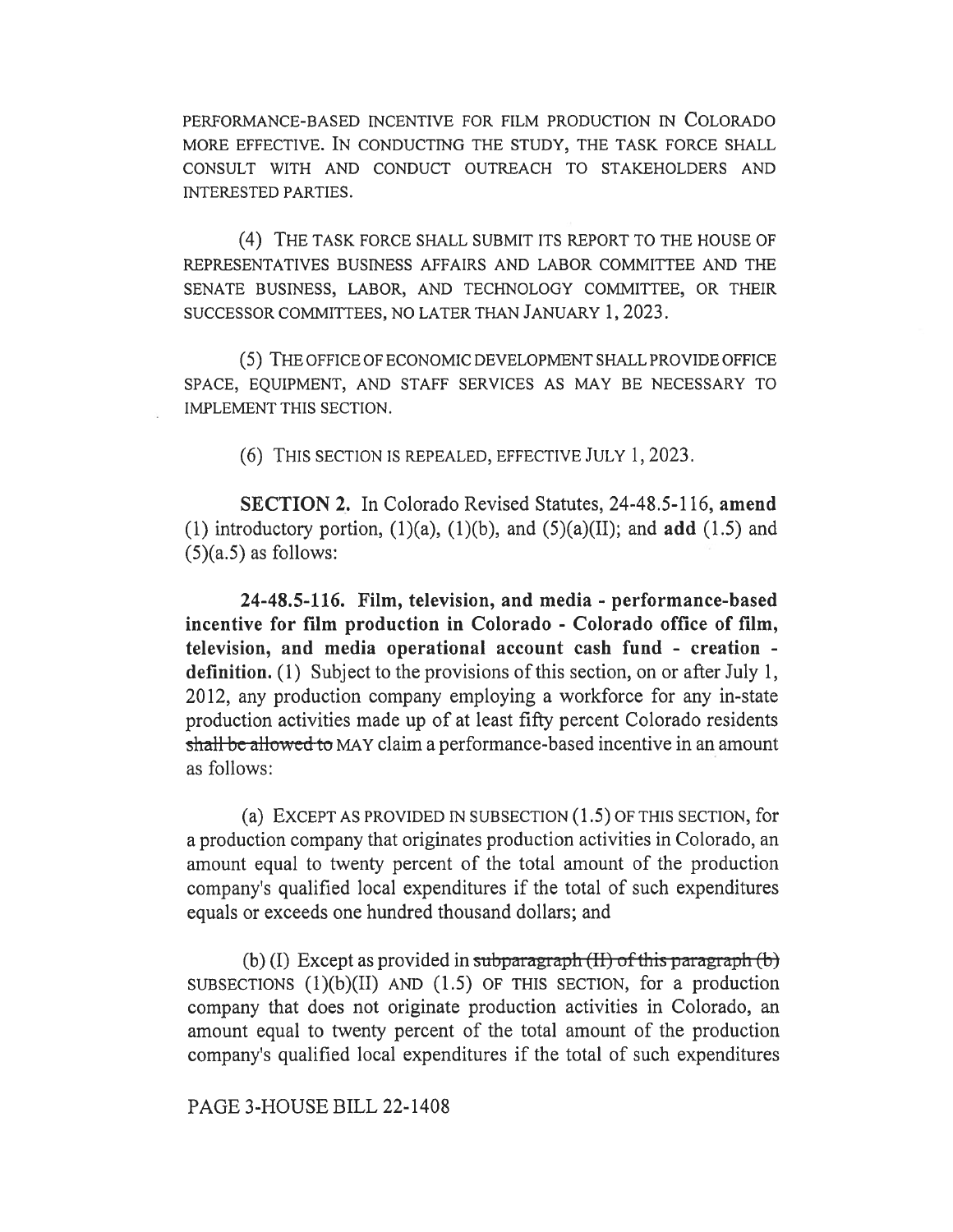PERFORMANCE-BASED INCENTIVE FOR FILM PRODUCTION IN COLORADO MORE EFFECTIVE. IN CONDUCTING THE STUDY, THE TASK FORCE SHALL CONSULT WITH AND CONDUCT OUTREACH TO STAKEHOLDERS AND INTERESTED PARTIES.

(4) THE TASK FORCE SHALL SUBMIT ITS REPORT TO THE HOUSE OF REPRESENTATIVES BUSINESS AFFAIRS AND LABOR COMMITTEE AND THE SENATE BUSINESS, LABOR, AND TECHNOLOGY COMMITTEE, OR THEIR SUCCESSOR COMMITTEES, NO LATER THAN JANUARY 1, 2023.

(5) THE OFFICE OF ECONOMIC DEVELOPMENT SHALL PROVIDE OFFICE SPACE, EQUIPMENT, AND STAFF SERVICES AS MAY BE NECESSARY TO IMPLEMENT THIS SECTION.

(6) THIS SECTION IS REPEALED, EFFECTIVE JULY 1, 2023.

**SECTION 2.** In Colorado Revised Statutes, 24-48.5-116, **amend** (1) introductory portion, (1)(a), (1)(b), and (5)(a)(II); and **add** (1.5) and (5)(a.5) as follows:

**24-48.5-116. Film, television, and media - performance-based incentive for film production in Colorado - Colorado office of film, television, and media operational account cash fund - creation - definition.** (1) Subject to the provisions of this section, on or after July 1, 2012, any production company employing a workforce for any in-state production activities made up of at least fifty percent Colorado residents ~~shall be allowed to~~ MAY claim a performance-based incentive in an amount as follows:

(a) EXCEPT AS PROVIDED IN SUBSECTION (1.5) OF THIS SECTION, for a production company that originates production activities in Colorado, an amount equal to twenty percent of the total amount of the production company's qualified local expenditures if the total of such expenditures equals or exceeds one hundred thousand dollars; and

(b) (I) Except as provided in ~~subparagraph (II) of this paragraph (b)~~ SUBSECTIONS (1)(b)(II) AND (1.5) OF THIS SECTION, for a production company that does not originate production activities in Colorado, an amount equal to twenty percent of the total amount of the production company's qualified local expenditures if the total of such expenditures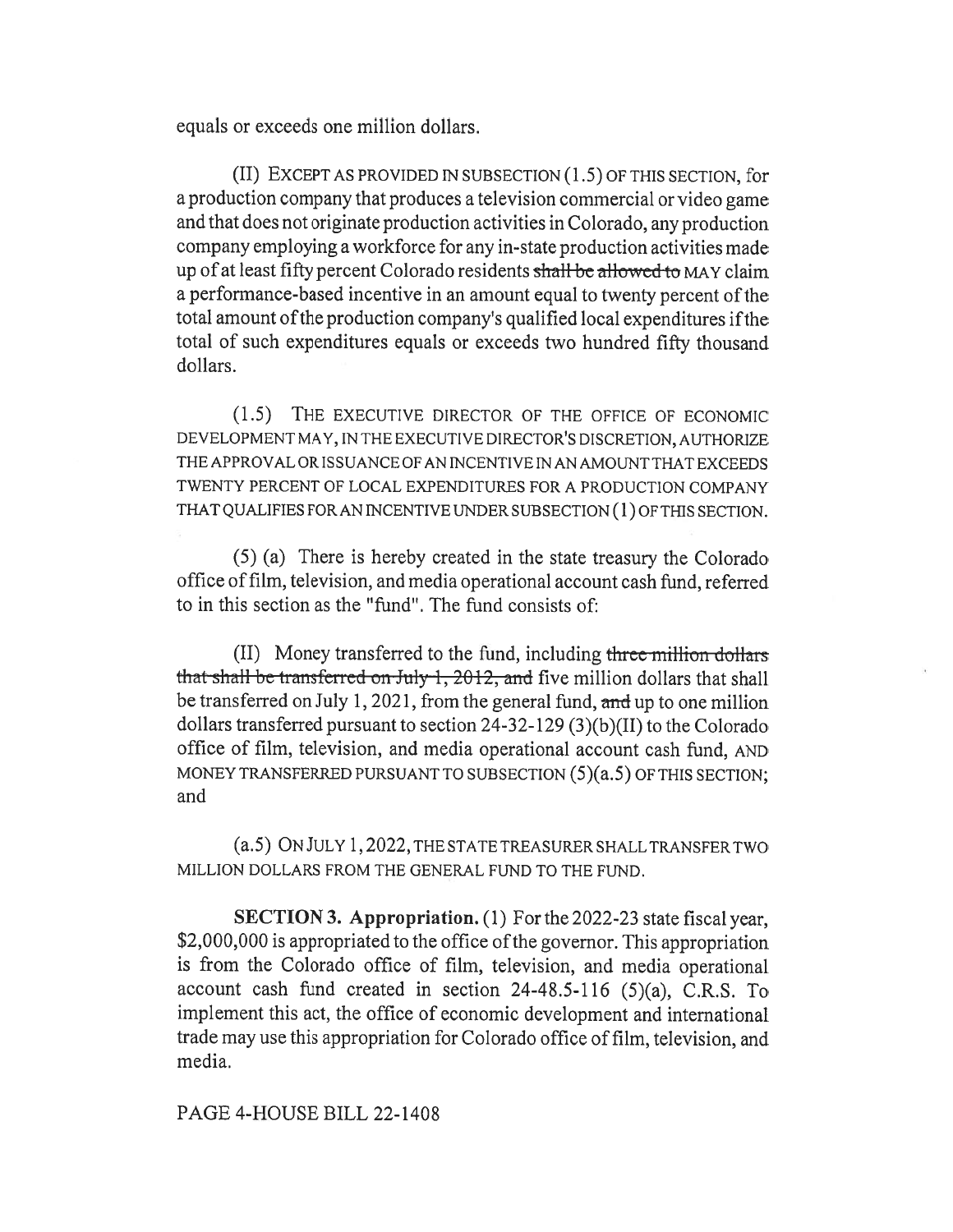equals or exceeds one million dollars.

(II) EXCEPT AS PROVIDED IN SUBSECTION (1.5) OF THIS SECTION, for a production company that produces a television commercial or video game and that does not originate production activities in Colorado, any production company employing a workforce for any in-state production activities made up of at least fifty percent Colorado residents ~~shall be allowed to~~ MAY claim a performance-based incentive in an amount equal to twenty percent of the total amount of the production company's qualified local expenditures if the total of such expenditures equals or exceeds two hundred fifty thousand dollars.

(1.5) THE EXECUTIVE DIRECTOR OF THE OFFICE OF ECONOMIC DEVELOPMENT MAY, IN THE EXECUTIVE DIRECTOR'S DISCRETION, AUTHORIZE THE APPROVAL OR ISSUANCE OF AN INCENTIVE IN AN AMOUNT THAT EXCEEDS TWENTY PERCENT OF LOCAL EXPENDITURES FOR A PRODUCTION COMPANY THAT QUALIFIES FOR AN INCENTIVE UNDER SUBSECTION (1) OF THIS SECTION.

(5) (a) There is hereby created in the state treasury the Colorado office of film, television, and media operational account cash fund, referred to in this section as the "fund". The fund consists of:

(II) Money transferred to the fund, including ~~three million dollars that shall be transferred on July 1, 2012, and~~ five million dollars that shall be transferred on July 1, 2021, from the general fund, ~~and~~ up to one million dollars transferred pursuant to section 24-32-129 (3)(b)(II) to the Colorado office of film, television, and media operational account cash fund, AND MONEY TRANSFERRED PURSUANT TO SUBSECTION (5)(a.5) OF THIS SECTION; and

(a.5) ON JULY 1, 2022, THE STATE TREASURER SHALL TRANSFER TWO MILLION DOLLARS FROM THE GENERAL FUND TO THE FUND.

**SECTION 3. Appropriation.** (1) For the 2022-23 state fiscal year, \$2,000,000 is appropriated to the office of the governor. This appropriation is from the Colorado office of film, television, and media operational account cash fund created in section 24-48.5-116 (5)(a), C.R.S. To implement this act, the office of economic development and international trade may use this appropriation for Colorado office of film, television, and media.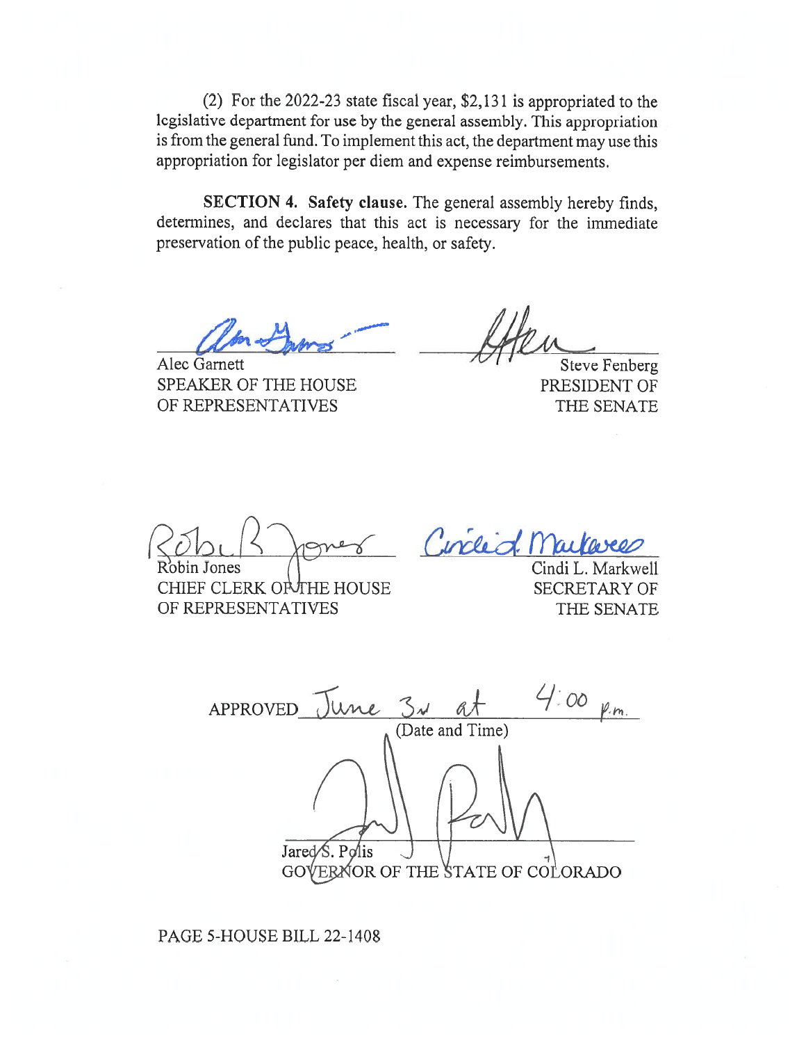(2) For the 2022-23 state fiscal year, $2,131 is appropriated to the legislative department for use by the general assembly. This appropriation is from the general fund. To implement this act, the department may use this appropriation for legislator per diem and expense reimbursements.

**SECTION 4. Safety clause.** The general assembly hereby finds, determines, and declares that this act is necessary for the immediate preservation of the public peace, health, or safety.

| | |
|---|---|
| Alec Garnett<br>SPEAKER OF THE HOUSE<br>OF REPRESENTATIVES | Steve Fenberg<br>PRESIDENT OF<br>THE SENATE |
| Robin Jones<br>CHIEF CLERK OF THE HOUSE<br>OF REPRESENTATIVES | Cindi L. Markwell<br>SECRETARY OF<br>THE SENATE |

APPROVED June 3rd at 4:00 p.m.
(Date and Time)

Jared S. Polis
GOVERNOR OF THE STATE OF COLORADO

PAGE 5-HOUSE BILL 22-1408